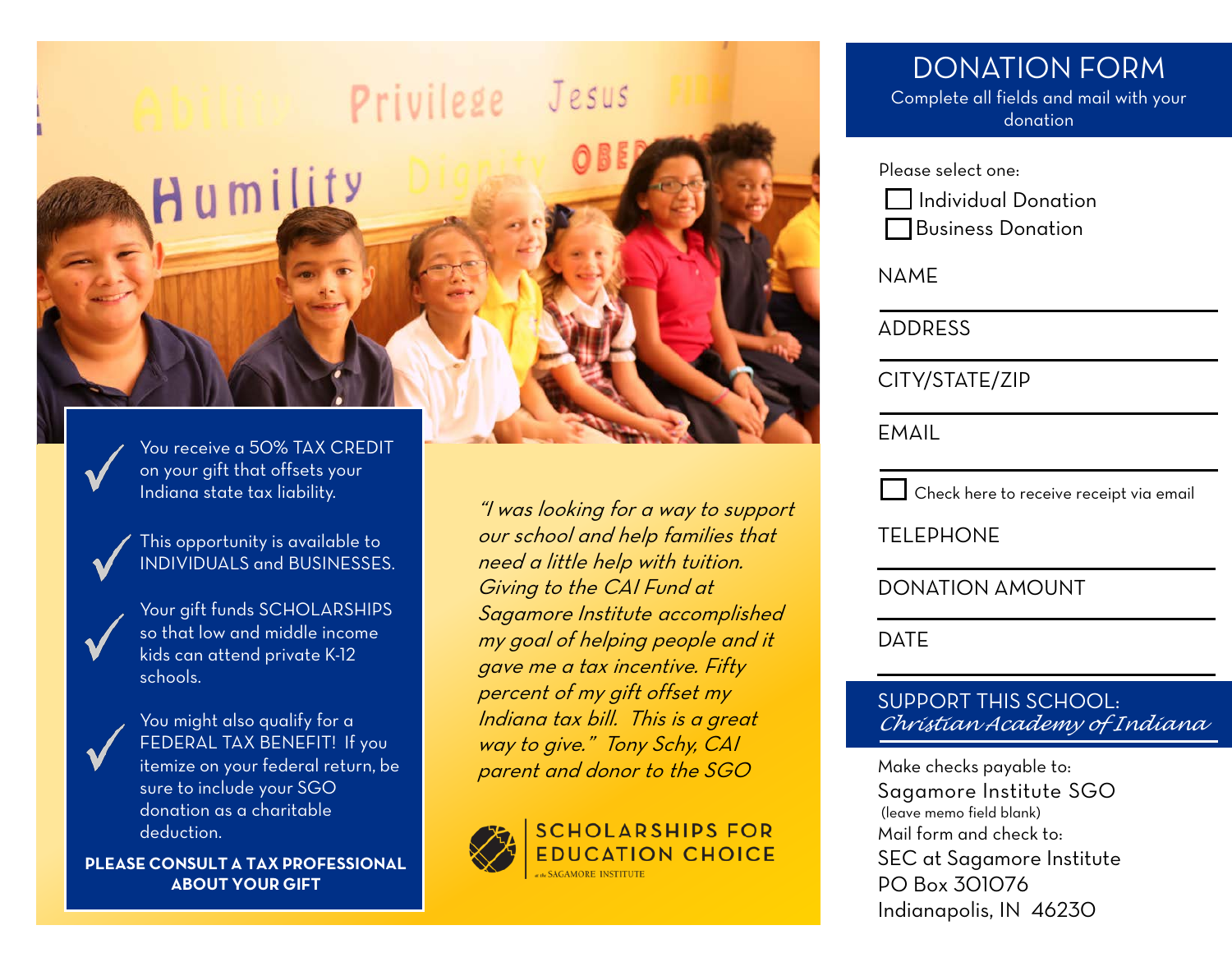- ✓ You receive a 50% TAX CREDIT on your gift that offsets your Indiana state tax liability.
- ✓ This opportunity is available to INDIVIDUALS and BUSINESSES.
- ✓ Your gift funds SCHOLARSHIPS so that low and middle income kids can attend private K-12 schools.
- ✓ You might also qualify for a FEDERAL TAX BENEFIT! If you itemize on your federal return, be sure to include your SGO donation as a charitable deduction.

**PLEASE CONSULT A TAX PROFESSIONAL ABOUT YOUR GIFT**

*"I was looking for a way to support our school and help families that need a little help with tuition. Giving to the CAI Fund at Sagamore Institute accomplished my goal of helping people and it gave me a tax incentive. Fifty percent of my gift offset my Indiana tax bill. This is a great way to give." Tony Schy, CAI parent and donor to the SGO*

SCHOLARSHIPS FOR EDUCATION CHOICE
at the SAGAMORE INSTITUTE

# DONATION FORM

Complete all fields and mail with your donation

Please select one:

- ☐ Individual Donation
- ☐ Business Donation

NAME

---

ADDRESS

---

CITY/STATE/ZIP

---

EMAIL

---

☐ Check here to receive receipt via email

TELEPHONE

---

DONATION AMOUNT

---

DATE

---

## SUPPORT THIS SCHOOL:

*Christian Academy of Indiana*

Make checks payable to:
Sagamore Institute SGO
(leave memo field blank)

Mail form and check to:
SEC at Sagamore Institute
PO Box 301076
Indianapolis, IN 46230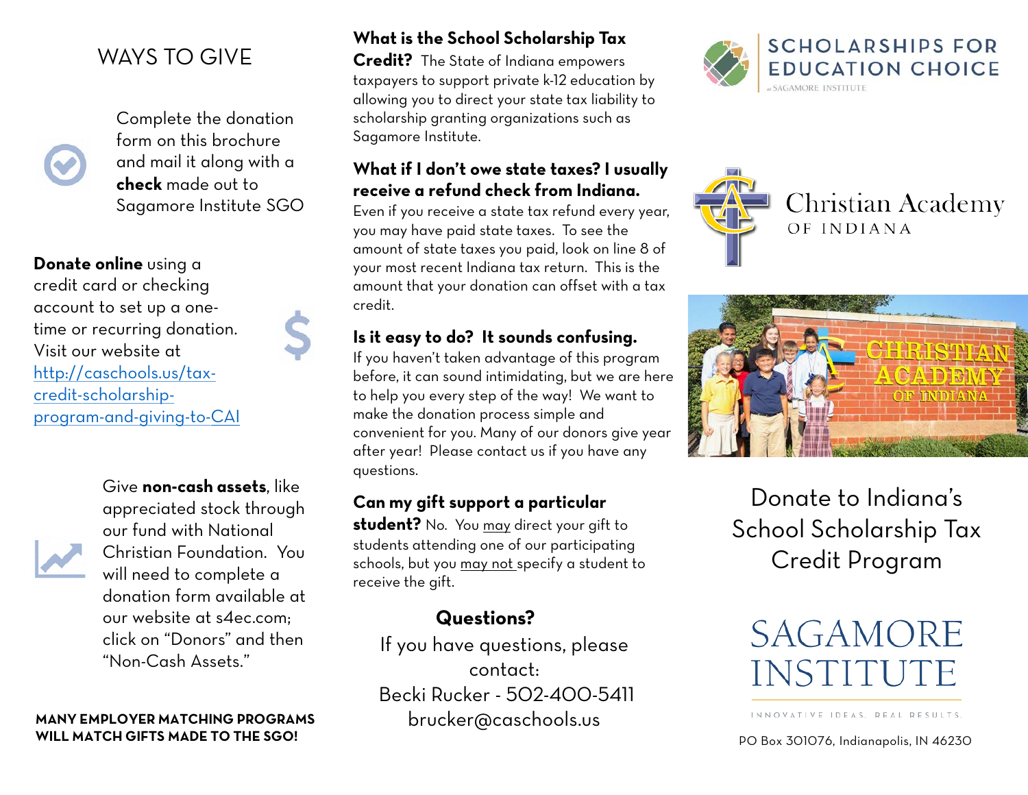## WAYS TO GIVE

Complete the donation form on this brochure and mail it along with a **check** made out to Sagamore Institute SGO

**Donate online** using a credit card or checking account to set up a one-time or recurring donation. Visit our website at http://caschools.us/tax-credit-scholarship-program-and-giving-to-CAI

Give **non-cash assets**, like appreciated stock through our fund with National Christian Foundation. You will need to complete a donation form available at our website at s4ec.com; click on "Donors" and then "Non-Cash Assets."

**MANY EMPLOYER MATCHING PROGRAMS WILL MATCH GIFTS MADE TO THE SGO!**

**What is the School Scholarship Tax Credit?** The State of Indiana empowers taxpayers to support private k-12 education by allowing you to direct your state tax liability to scholarship granting organizations such as Sagamore Institute.

**What if I don't owe state taxes? I usually receive a refund check from Indiana.**
Even if you receive a state tax refund every year, you may have paid state taxes. To see the amount of state taxes you paid, look on line 8 of your most recent Indiana tax return. This is the amount that your donation can offset with a tax credit.

**Is it easy to do? It sounds confusing.**
If you haven't taken advantage of this program before, it can sound intimidating, but we are here to help you every step of the way! We want to make the donation process simple and convenient for you. Many of our donors give year after year! Please contact us if you have any questions.

**Can my gift support a particular student?** No. You may direct your gift to students attending one of our participating schools, but you may not specify a student to receive the gift.

**Questions?**
If you have questions, please contact:
Becki Rucker - 502-400-5411
brucker@caschools.us

SCHOLARSHIPS FOR EDUCATION CHOICE
at SAGAMORE INSTITUTE

Christian Academy OF INDIANA

# Donate to Indiana's School Scholarship Tax Credit Program

SAGAMORE INSTITUTE
INNOVATIVE IDEAS. REAL RESULTS.

PO Box 301076, Indianapolis, IN 46230